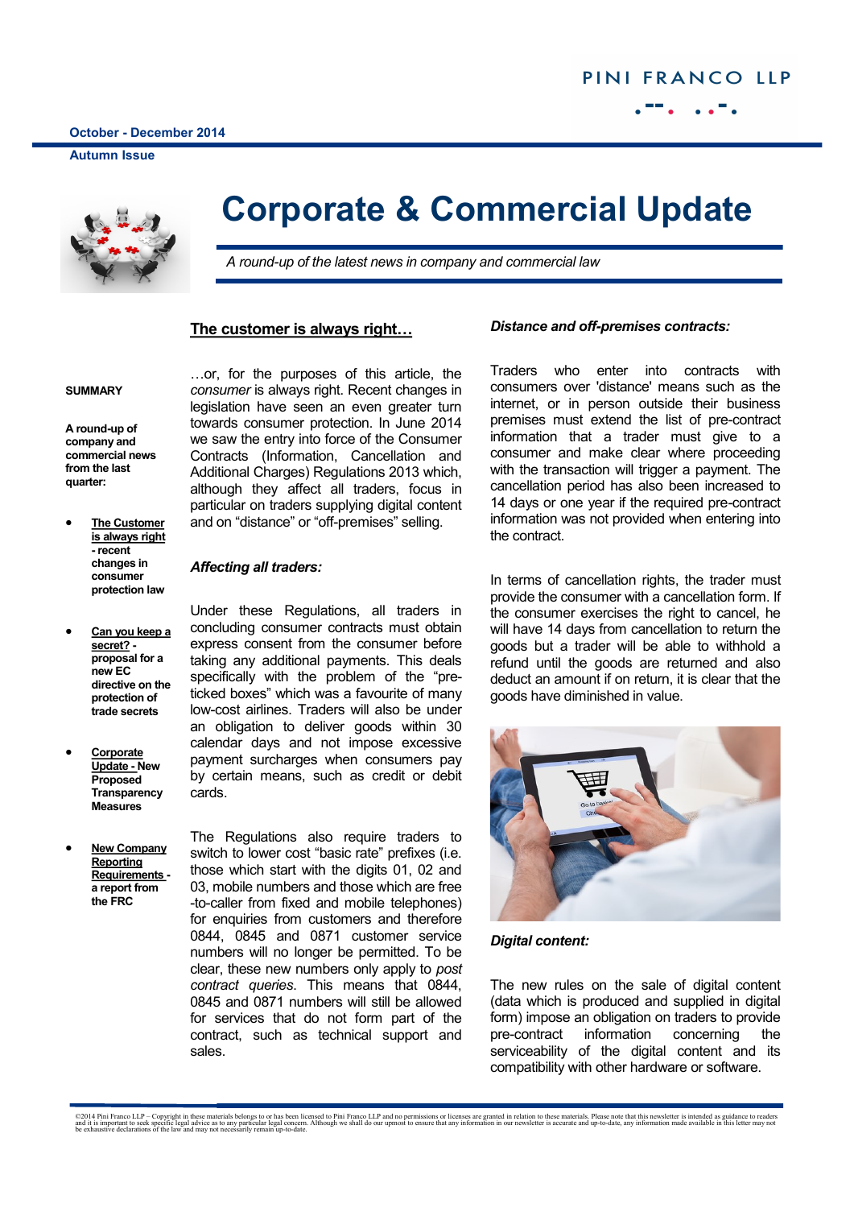PINI FRANCO LLP

October - December 2014

Autumn Issue

# Corporate & Commercial Update

*A round-up of the latest news in company and commercial law*

**SUMMARY**

**A round-up of company and commercial news from the last quarter:**

- **The Customer is always right - recent changes in consumer protection law**
- **Can you keep a secret? - proposal for a new EC directive on the protection of trade secrets**
- **Corporate Update - New Proposed Transparency Measures**
- **New Company Reporting Requirements - a report from the FRC**

## The customer is always right…

…or, for the purposes of this article, the *consumer* is always right. Recent changes in legislation have seen an even greater turn towards consumer protection. In June 2014 we saw the entry into force of the Consumer Contracts (Information, Cancellation and Additional Charges) Regulations 2013 which, although they affect all traders, focus in particular on traders supplying digital content and on "distance" or "off-premises" selling.

### *Affecting all traders:*

Under these Regulations, all traders in concluding consumer contracts must obtain express consent from the consumer before taking any additional payments. This deals specifically with the problem of the "pre-ticked boxes" which was a favourite of many low-cost airlines. Traders will also be under an obligation to deliver goods within 30 calendar days and not impose excessive payment surcharges when consumers pay by certain means, such as credit or debit cards.

The Regulations also require traders to switch to lower cost "basic rate" prefixes (i.e. those which start with the digits 01, 02 and 03, mobile numbers and those which are free -to-caller from fixed and mobile telephones) for enquiries from customers and therefore 0844, 0845 and 0871 customer service numbers will no longer be permitted. To be clear, these new numbers only apply to *post contract queries*. This means that 0844, 0845 and 0871 numbers will still be allowed for services that do not form part of the contract, such as technical support and sales.

### *Distance and off-premises contracts:*

Traders who enter into contracts with consumers over 'distance' means such as the internet, or in person outside their business premises must extend the list of pre-contract information that a trader must give to a consumer and make clear where proceeding with the transaction will trigger a payment. The cancellation period has also been increased to 14 days or one year if the required pre-contract information was not provided when entering into the contract.

In terms of cancellation rights, the trader must provide the consumer with a cancellation form. If the consumer exercises the right to cancel, he will have 14 days from cancellation to return the goods but a trader will be able to withhold a refund until the goods are returned and also deduct an amount if on return, it is clear that the goods have diminished in value.

### *Digital content:*

The new rules on the sale of digital content (data which is produced and supplied in digital form) impose an obligation on traders to provide pre-contract information concerning the serviceability of the digital content and its compatibility with other hardware or software.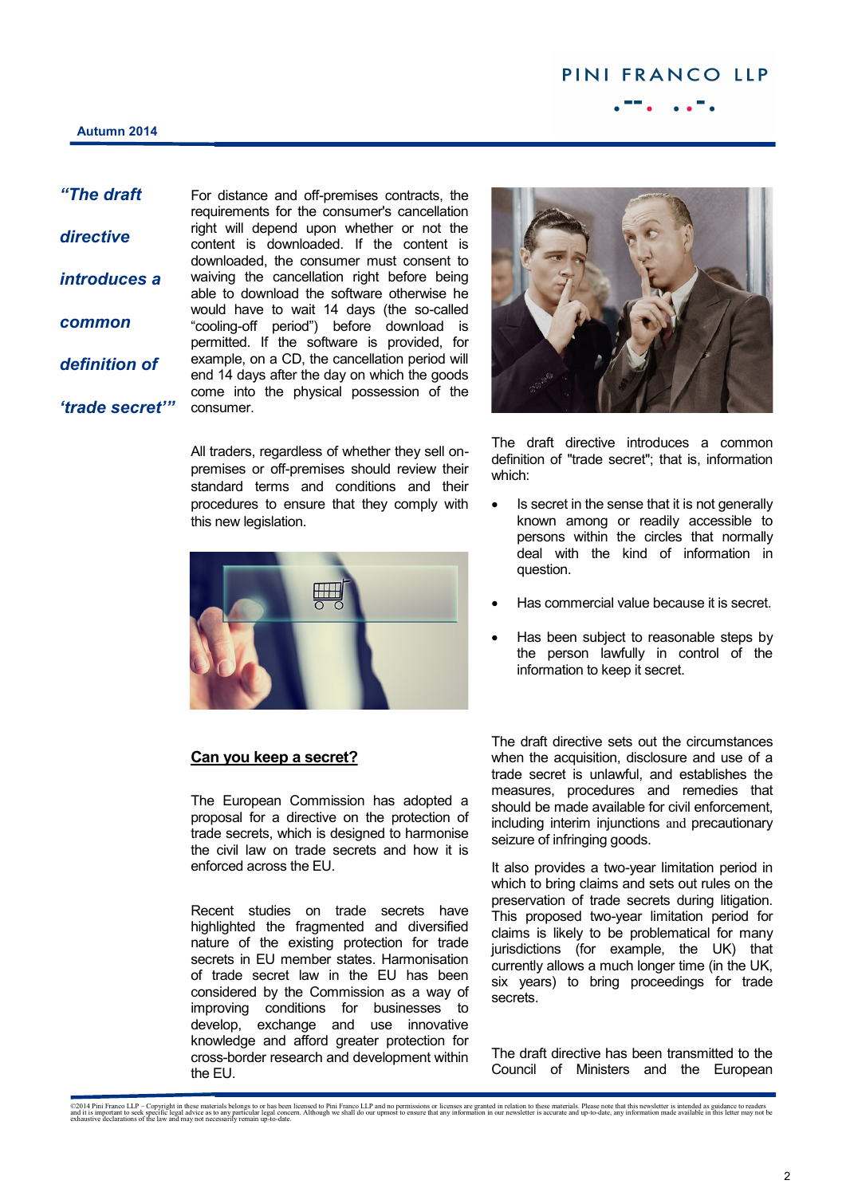For distance and off-premises contracts, the requirements for the consumer's cancellation right will depend upon whether or not the content is downloaded. If the content is downloaded, the consumer must consent to waiving the cancellation right before being able to download the software otherwise he would have to wait 14 days (the so-called "cooling-off period") before download is permitted. If the software is provided, for example, on a CD, the cancellation period will end 14 days after the day on which the goods come into the physical possession of the consumer.

All traders, regardless of whether they sell on-premises or off-premises should review their standard terms and conditions and their procedures to ensure that they comply with this new legislation.

## Can you keep a secret?

The European Commission has adopted a proposal for a directive on the protection of trade secrets, which is designed to harmonise the civil law on trade secrets and how it is enforced across the EU.

Recent studies on trade secrets have highlighted the fragmented and diversified nature of the existing protection for trade secrets in EU member states. Harmonisation of trade secret law in the EU has been considered by the Commission as a way of improving conditions for businesses to develop, exchange and use innovative knowledge and afford greater protection for cross-border research and development within the EU.

> ***"The draft directive introduces a common definition of 'trade secret'"***

The draft directive introduces a common definition of "trade secret"; that is, information which:

- Is secret in the sense that it is not generally known among or readily accessible to persons within the circles that normally deal with the kind of information in question.
- Has commercial value because it is secret.
- Has been subject to reasonable steps by the person lawfully in control of the information to keep it secret.

The draft directive sets out the circumstances when the acquisition, disclosure and use of a trade secret is unlawful, and establishes the measures, procedures and remedies that should be made available for civil enforcement, including interim injunctions and precautionary seizure of infringing goods.

It also provides a two-year limitation period in which to bring claims and sets out rules on the preservation of trade secrets during litigation. This proposed two-year limitation period for claims is likely to be problematical for many jurisdictions (for example, the UK) that currently allows a much longer time (in the UK, six years) to bring proceedings for trade secrets.

The draft directive has been transmitted to the Council of Ministers and the European

©2014 Pini Franco LLP – Copyright in these materials belongs to or has been licensed to Pini Franco LLP and no permissions or licenses are granted in relation to these materials. Please note that this newsletter is intended as guidance to readers and it is important to seek specific legal advice as to any particular legal concern. Although we shall do our upmost to ensure that any information in our newsletter is accurate and up-to-date, any information made available in this letter may not be exhaustive declarations of the law and may not necessarily remain up-to-date.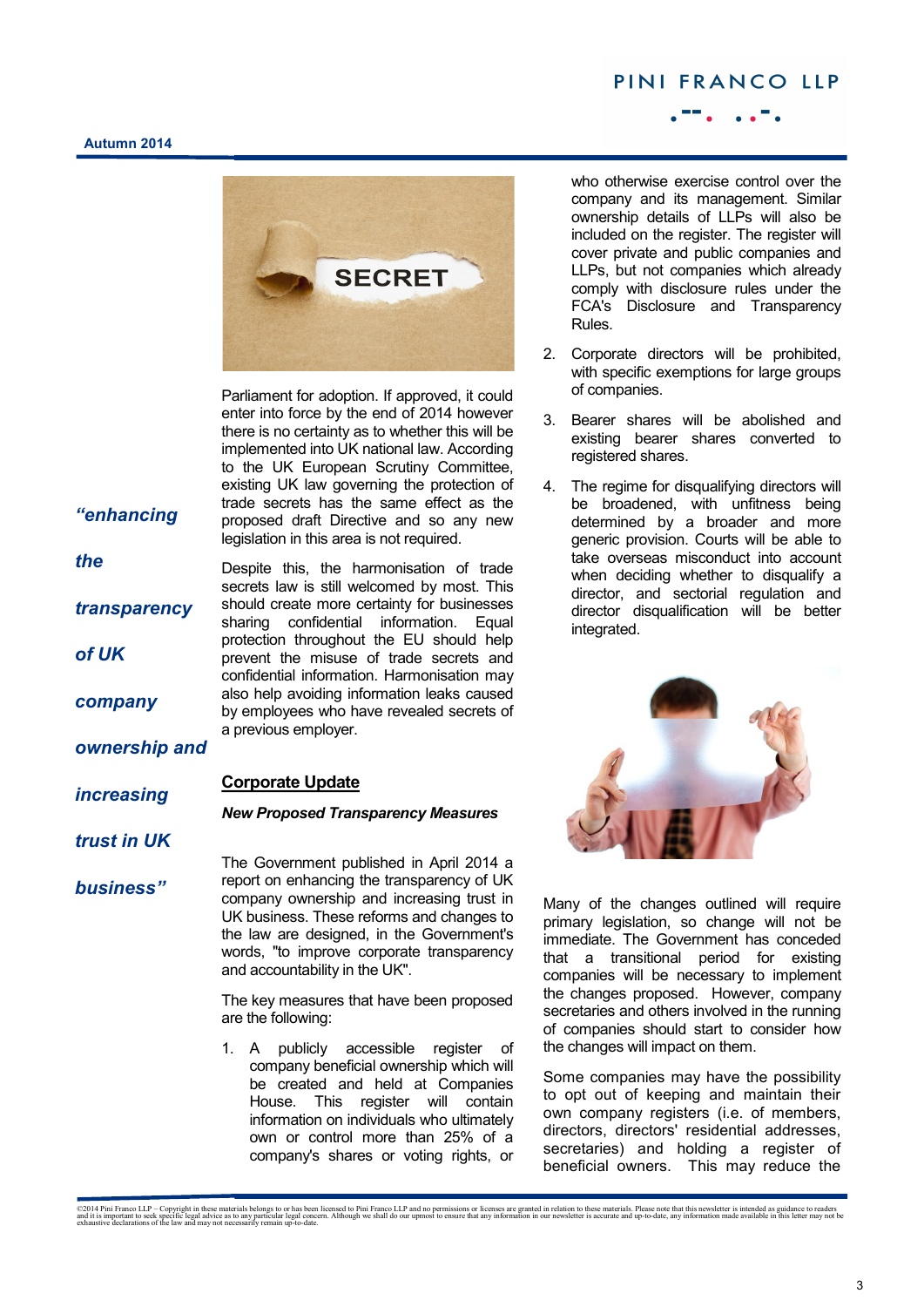Parliament for adoption. If approved, it could enter into force by the end of 2014 however there is no certainty as to whether this will be implemented into UK national law. According to the UK European Scrutiny Committee, existing UK law governing the protection of trade secrets has the same effect as the proposed draft Directive and so any new legislation in this area is not required.

Despite this, the harmonisation of trade secrets law is still welcomed by most. This should create more certainty for businesses sharing confidential information. Equal protection throughout the EU should help prevent the misuse of trade secrets and confidential information. Harmonisation may also help avoiding information leaks caused by employees who have revealed secrets of a previous employer.

***"enhancing the transparency of UK company ownership and increasing trust in UK business"***

## Corporate Update

### *New Proposed Transparency Measures*

The Government published in April 2014 a report on enhancing the transparency of UK company ownership and increasing trust in UK business. These reforms and changes to the law are designed, in the Government's words, "to improve corporate transparency and accountability in the UK".

The key measures that have been proposed are the following:

1. A publicly accessible register of company beneficial ownership which will be created and held at Companies House. This register will contain information on individuals who ultimately own or control more than 25% of a company's shares or voting rights, or who otherwise exercise control over the company and its management. Similar ownership details of LLPs will also be included on the register. The register will cover private and public companies and LLPs, but not companies which already comply with disclosure rules under the FCA's Disclosure and Transparency Rules.
2. Corporate directors will be prohibited, with specific exemptions for large groups of companies.
3. Bearer shares will be abolished and existing bearer shares converted to registered shares.
4. The regime for disqualifying directors will be broadened, with unfitness being determined by a broader and more generic provision. Courts will be able to take overseas misconduct into account when deciding whether to disqualify a director, and sectorial regulation and director disqualification will be better integrated.

Many of the changes outlined will require primary legislation, so change will not be immediate. The Government has conceded that a transitional period for existing companies will be necessary to implement the changes proposed. However, company secretaries and others involved in the running of companies should start to consider how the changes will impact on them.

Some companies may have the possibility to opt out of keeping and maintain their own company registers (i.e. of members, directors, directors' residential addresses, secretaries) and holding a register of beneficial owners. This may reduce the

©2014 Pini Franco LLP – Copyright in these materials belongs to or has been licensed to Pini Franco LLP and no permissions or licenses are granted in relation to these materials. Please note that this newsletter is intended as guidance to readers and it is important to seek specific legal advice as to any particular legal concern. Although we shall do our upmost to ensure that any information in our newsletter is accurate and up-to-date, any information made available in this letter may not be exhaustive declarations of the law and may not necessarily remain up-to-date.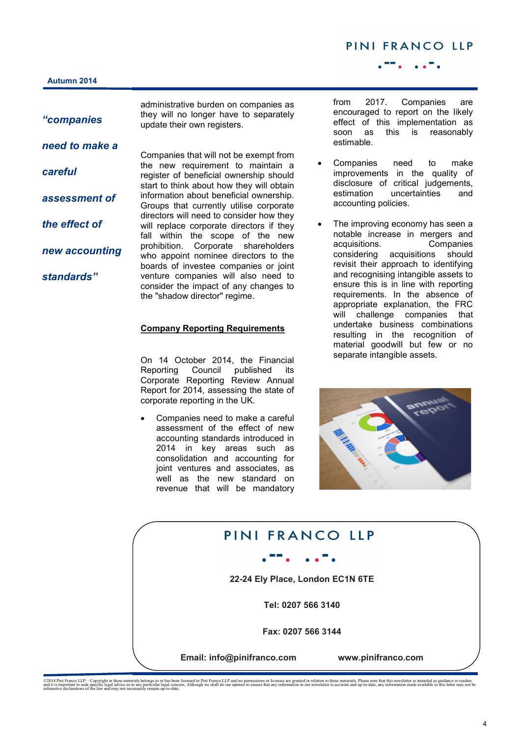*"companies need to make a careful assessment of the effect of new accounting standards"*

administrative burden on companies as they will no longer have to separately update their own registers.

Companies that will not be exempt from the new requirement to maintain a register of beneficial ownership should start to think about how they will obtain information about beneficial ownership. Groups that currently utilise corporate directors will need to consider how they will replace corporate directors if they fall within the scope of the new prohibition. Corporate shareholders who appoint nominee directors to the boards of investee companies or joint venture companies will also need to consider the impact of any changes to the "shadow director" regime.

## Company Reporting Requirements

On 14 October 2014, the Financial Reporting Council published its Corporate Reporting Review Annual Report for 2014, assessing the state of corporate reporting in the UK.

- Companies need to make a careful assessment of the effect of new accounting standards introduced in 2014 in key areas such as consolidation and accounting for joint ventures and associates, as well as the new standard on revenue that will be mandatory from 2017. Companies are encouraged to report on the likely effect of this implementation as soon as this is reasonably estimable.
- Companies need to make improvements in the quality of disclosure of critical judgements, estimation uncertainties and accounting policies.
- The improving economy has seen a notable increase in mergers and acquisitions. Companies considering acquisitions should revisit their approach to identifying and recognising intangible assets to ensure this is in line with reporting requirements. In the absence of appropriate explanation, the FRC will challenge companies that undertake business combinations resulting in the recognition of material goodwill but few or no separate intangible assets.

**PINI FRANCO LLP**

**22-24 Ely Place, London EC1N 6TE**

**Tel: 0207 566 3140**

**Fax: 0207 566 3144**

**Email: info@pinifranco.com** **www.pinifranco.com**

©2014 Pini Franco LLP – Copyright in these materials belongs to or has been licensed to Pini Franco LLP and no permissions or licenses are granted in relation to these materials. Please note that this newsletter is intended as guidance to readers and it is important to seek specific legal advice as to any particular legal concern. Although we shall do our upmost to ensure that any information in our newsletter is accurate and up-to-date, any information made available in this letter may not be exhaustive declarations of the law and may not necessarily remain up-to-date.